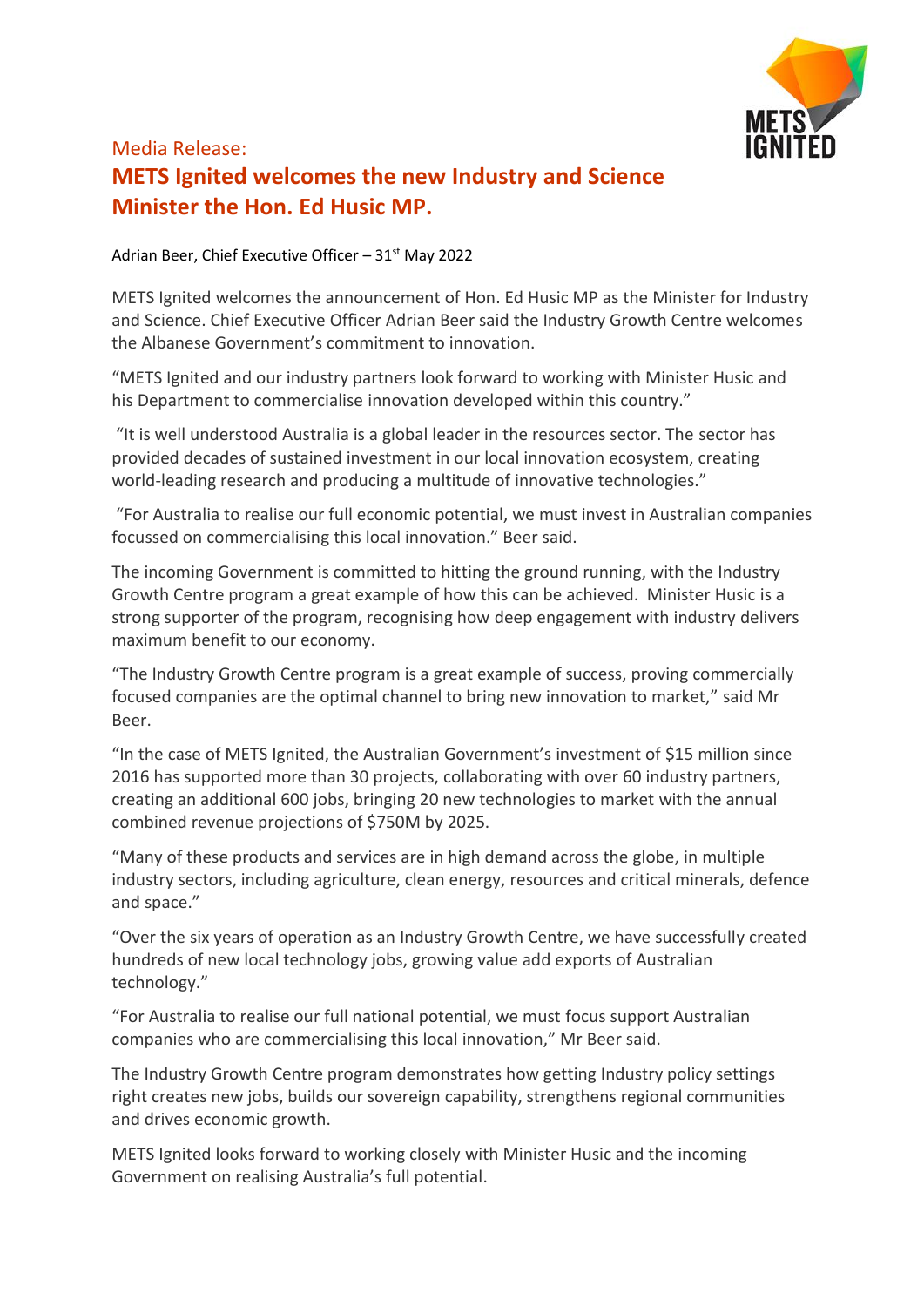Media Release:

# METS Ignited welcomes the new Industry and Science Minister the Hon. Ed Husic MP.

Adrian Beer, Chief Executive Officer – 31st May 2022

METS Ignited welcomes the announcement of Hon. Ed Husic MP as the Minister for Industry and Science. Chief Executive Officer Adrian Beer said the Industry Growth Centre welcomes the Albanese Government's commitment to innovation.

"METS Ignited and our industry partners look forward to working with Minister Husic and his Department to commercialise innovation developed within this country."

"It is well understood Australia is a global leader in the resources sector. The sector has provided decades of sustained investment in our local innovation ecosystem, creating world-leading research and producing a multitude of innovative technologies."

"For Australia to realise our full economic potential, we must invest in Australian companies focussed on commercialising this local innovation." Beer said.

The incoming Government is committed to hitting the ground running, with the Industry Growth Centre program a great example of how this can be achieved. Minister Husic is a strong supporter of the program, recognising how deep engagement with industry delivers maximum benefit to our economy.

"The Industry Growth Centre program is a great example of success, proving commercially focused companies are the optimal channel to bring new innovation to market," said Mr Beer.

"In the case of METS Ignited, the Australian Government's investment of $15 million since 2016 has supported more than 30 projects, collaborating with over 60 industry partners, creating an additional 600 jobs, bringing 20 new technologies to market with the annual combined revenue projections of $750M by 2025.

"Many of these products and services are in high demand across the globe, in multiple industry sectors, including agriculture, clean energy, resources and critical minerals, defence and space."

"Over the six years of operation as an Industry Growth Centre, we have successfully created hundreds of new local technology jobs, growing value add exports of Australian technology."

"For Australia to realise our full national potential, we must focus support Australian companies who are commercialising this local innovation," Mr Beer said.

The Industry Growth Centre program demonstrates how getting Industry policy settings right creates new jobs, builds our sovereign capability, strengthens regional communities and drives economic growth.

METS Ignited looks forward to working closely with Minister Husic and the incoming Government on realising Australia's full potential.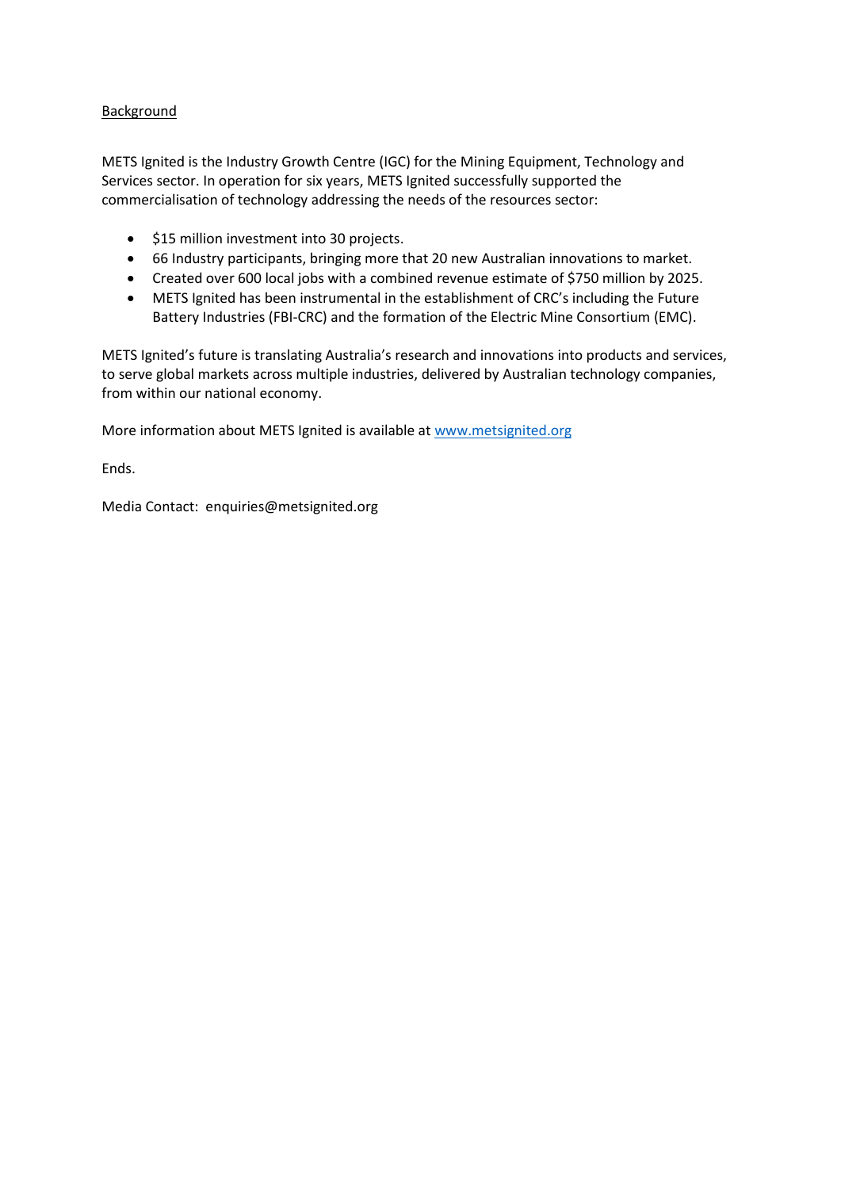Background

METS Ignited is the Industry Growth Centre (IGC) for the Mining Equipment, Technology and Services sector. In operation for six years, METS Ignited successfully supported the commercialisation of technology addressing the needs of the resources sector:

- $15 million investment into 30 projects.
- 66 Industry participants, bringing more that 20 new Australian innovations to market.
- Created over 600 local jobs with a combined revenue estimate of $750 million by 2025.
- METS Ignited has been instrumental in the establishment of CRC's including the Future Battery Industries (FBI-CRC) and the formation of the Electric Mine Consortium (EMC).

METS Ignited's future is translating Australia's research and innovations into products and services, to serve global markets across multiple industries, delivered by Australian technology companies, from within our national economy.

More information about METS Ignited is available at [www.metsignited.org](http://www.metsignited.org)

Ends.

Media Contact: enquiries@metsignited.org